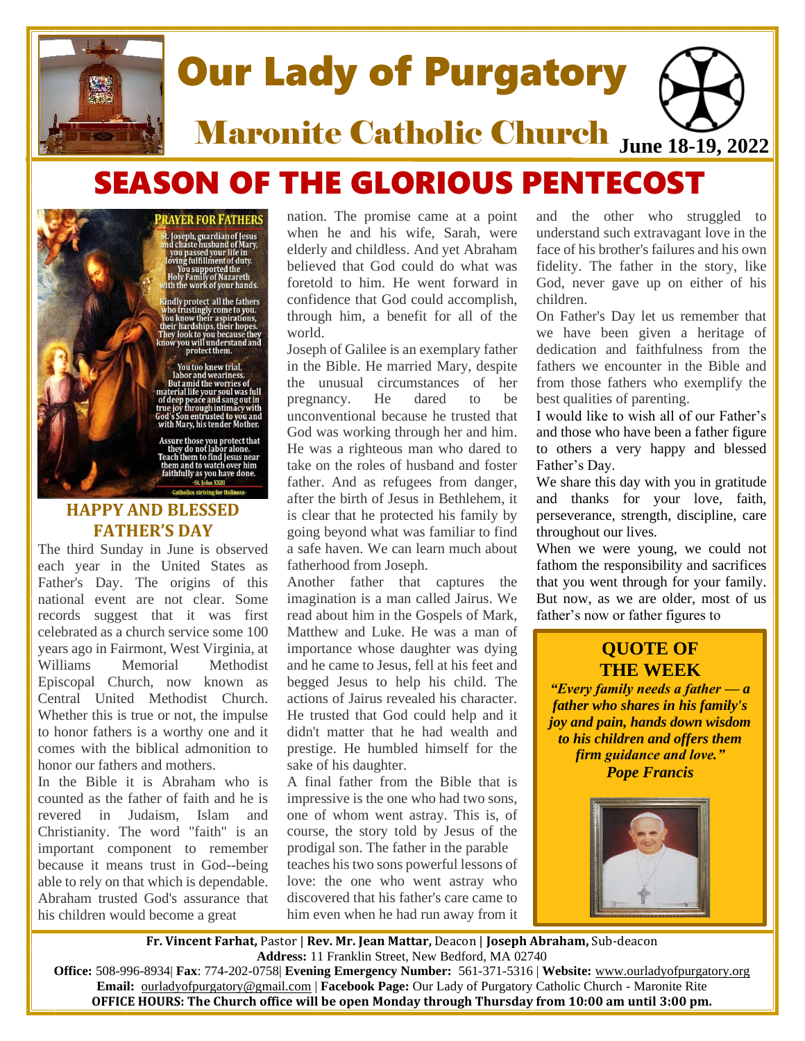# Our Lady of Purgatory

## Maronite Catholic Church

**June 18-19, 2022**

# SEASON OF THE GLORIOUS PENTECOST

**PRAYER FOR FATHERS**

St. Joseph, guardian of Jesus and chaste husband of Mary, you passed your life in loving fulfillment of duty. You supported the Holy Family of Nazareth with the work of your hands.

Kindly protect all the fathers who trustingly come to you. You know their aspirations, their hardships, their hopes. They look to you because they know you will understand and protect them.

You too knew trial, labor and weariness. But amid the worries of material life your soul was full of deep peace and sang out in true joy through intimacy with God's Son entrusted to you and with Mary, his tender Mother.

Assure those you protect that they do not labor alone. Teach them to find Jesus near them and to watch over him faithfully as you have done.

-St. John XXIII

-Catholics striving for Holiness-

## HAPPY AND BLESSED FATHER'S DAY

The third Sunday in June is observed each year in the United States as Father's Day. The origins of this national event are not clear. Some records suggest that it was first celebrated as a church service some 100 years ago in Fairmont, West Virginia, at Williams Memorial Methodist Episcopal Church, now known as Central United Methodist Church. Whether this is true or not, the impulse to honor fathers is a worthy one and it comes with the biblical admonition to honor our fathers and mothers.

In the Bible it is Abraham who is counted as the father of faith and he is revered in Judaism, Islam and Christianity. The word "faith" is an important component to remember because it means trust in God--being able to rely on that which is dependable. Abraham trusted God's assurance that his children would become a great nation. The promise came at a point when he and his wife, Sarah, were elderly and childless. And yet Abraham believed that God could do what was foretold to him. He went forward in confidence that God could accomplish, through him, a benefit for all of the world.

Joseph of Galilee is an exemplary father in the Bible. He married Mary, despite the unusual circumstances of her pregnancy. He dared to be unconventional because he trusted that God was working through her and him. He was a righteous man who dared to take on the roles of husband and foster father. And as refugees from danger, after the birth of Jesus in Bethlehem, it is clear that he protected his family by going beyond what was familiar to find a safe haven. We can learn much about fatherhood from Joseph.

Another father that captures the imagination is a man called Jairus. We read about him in the Gospels of Mark, Matthew and Luke. He was a man of importance whose daughter was dying and he came to Jesus, fell at his feet and begged Jesus to help his child. The actions of Jairus revealed his character. He trusted that God could help and it didn't matter that he had wealth and prestige. He humbled himself for the sake of his daughter.

A final father from the Bible that is impressive is the one who had two sons, one of whom went astray. This is, of course, the story told by Jesus of the prodigal son. The father in the parable teaches his two sons powerful lessons of love: the one who went astray who discovered that his father's care came to him even when he had run away from it and the other who struggled to understand such extravagant love in the face of his brother's failures and his own fidelity. The father in the story, like God, never gave up on either of his children.

On Father's Day let us remember that we have been given a heritage of dedication and faithfulness from the fathers we encounter in the Bible and from those fathers who exemplify the best qualities of parenting.

I would like to wish all of our Father's and those who have been a father figure to others a very happy and blessed Father's Day.

We share this day with you in gratitude and thanks for your love, faith, perseverance, strength, discipline, care throughout our lives.

When we were young, we could not fathom the responsibility and sacrifices that you went through for your family. But now, as we are older, most of us father's now or father figures to

### QUOTE OF THE WEEK

***"Every family needs a father — a father who shares in his family's joy and pain, hands down wisdom to his children and offers them firm guidance and love."***

***Pope Francis***

**Fr. Vincent Farhat,** Pastor | **Rev. Mr. Jean Mattar,** Deacon | **Joseph Abraham,** Sub-deacon
**Address:** 11 Franklin Street, New Bedford, MA 02740
**Office:** 508-996-8934| **Fax**: 774-202-0758| **Evening Emergency Number:** 561-371-5316 | **Website:** www.ourladyofpurgatory.org
**Email:** ourladyofpurgatory@gmail.com | **Facebook Page:** Our Lady of Purgatory Catholic Church - Maronite Rite
**OFFICE HOURS: The Church office will be open Monday through Thursday from 10:00 am until 3:00 pm.**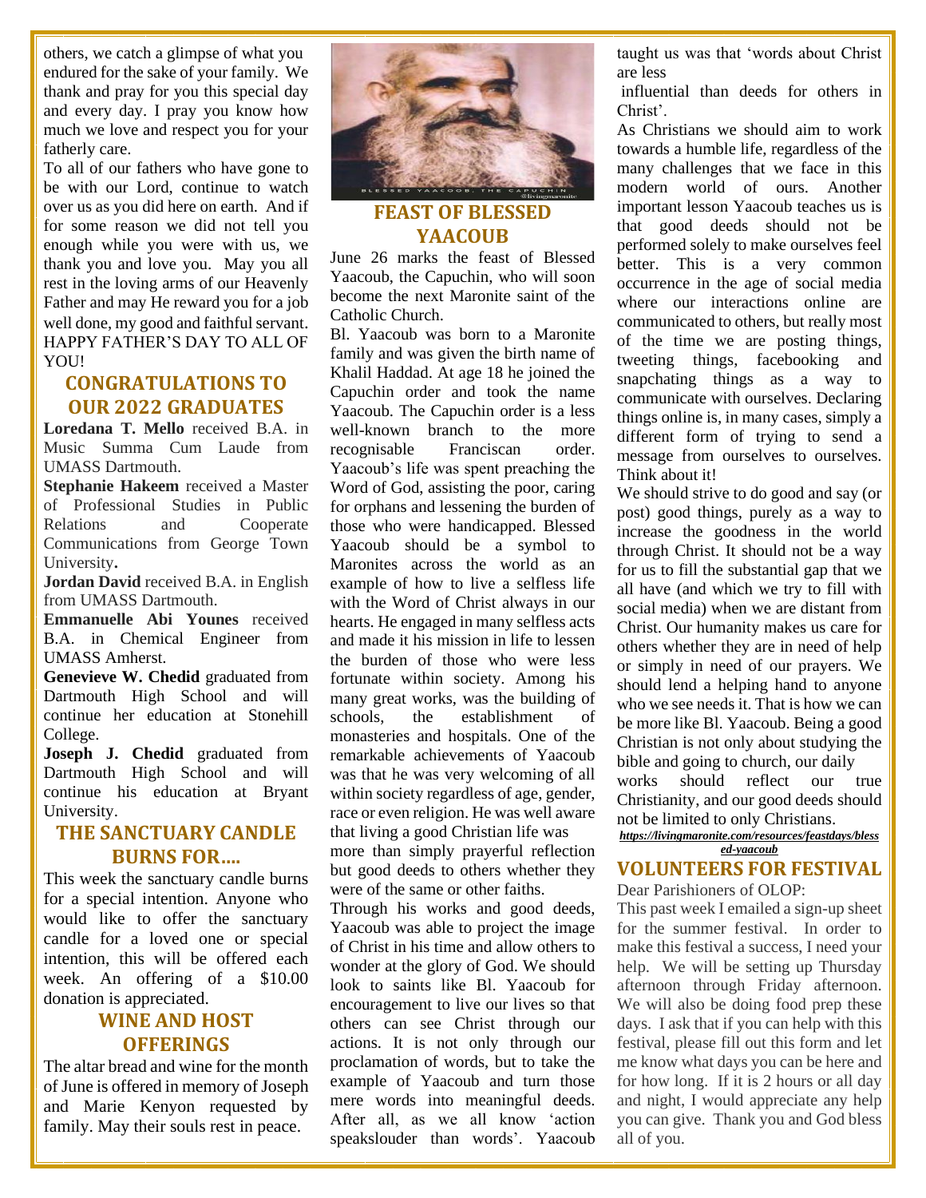others, we catch a glimpse of what you endured for the sake of your family. We thank and pray for you this special day and every day. I pray you know how much we love and respect you for your fatherly care.

To all of our fathers who have gone to be with our Lord, continue to watch over us as you did here on earth. And if for some reason we did not tell you enough while you were with us, we thank you and love you. May you all rest in the loving arms of our Heavenly Father and may He reward you for a job well done, my good and faithful servant. HAPPY FATHER'S DAY TO ALL OF YOU!

## CONGRATULATIONS TO OUR 2022 GRADUATES

**Loredana T. Mello** received B.A. in Music Summa Cum Laude from UMASS Dartmouth.

**Stephanie Hakeem** received a Master of Professional Studies in Public Relations and Cooperate Communications from George Town University**.**

**Jordan David** received B.A. in English from UMASS Dartmouth.

**Emmanuelle Abi Younes** received B.A. in Chemical Engineer from UMASS Amherst.

**Genevieve W. Chedid** graduated from Dartmouth High School and will continue her education at Stonehill College.

**Joseph J. Chedid** graduated from Dartmouth High School and will continue his education at Bryant University.

## THE SANCTUARY CANDLE BURNS FOR….

This week the sanctuary candle burns for a special intention. Anyone who would like to offer the sanctuary candle for a loved one or special intention, this will be offered each week. An offering of a $10.00 donation is appreciated.

## WINE AND HOST OFFERINGS

The altar bread and wine for the month of June is offered in memory of Joseph and Marie Kenyon requested by family. May their souls rest in peace.

BLESSED YAACOUB, THE CAPUCHIN

## FEAST OF BLESSED YAACOUB

June 26 marks the feast of Blessed Yaacoub, the Capuchin, who will soon become the next Maronite saint of the Catholic Church.

Bl. Yaacoub was born to a Maronite family and was given the birth name of Khalil Haddad. At age 18 he joined the Capuchin order and took the name Yaacoub. The Capuchin order is a less well-known branch to the more recognisable Franciscan order. Yaacoub's life was spent preaching the Word of God, assisting the poor, caring for orphans and lessening the burden of those who were handicapped. Blessed Yaacoub should be a symbol to Maronites across the world as an example of how to live a selfless life with the Word of Christ always in our hearts. He engaged in many selfless acts and made it his mission in life to lessen the burden of those who were less fortunate within society. Among his many great works, was the building of schools, the establishment of monasteries and hospitals. One of the remarkable achievements of Yaacoub was that he was very welcoming of all within society regardless of age, gender, race or even religion. He was well aware that living a good Christian life was more than simply prayerful reflection but good deeds to others whether they were of the same or other faiths.

Through his works and good deeds, Yaacoub was able to project the image of Christ in his time and allow others to wonder at the glory of God. We should look to saints like Bl. Yaacoub for encouragement to live our lives so that others can see Christ through our actions. It is not only through our proclamation of words, but to take the example of Yaacoub and turn those mere words into meaningful deeds. After all, as we all know 'action speakslouder than words'. Yaacoub taught us was that 'words about Christ are less influential than deeds for others in Christ'.

As Christians we should aim to work towards a humble life, regardless of the many challenges that we face in this modern world of ours. Another important lesson Yaacoub teaches us is that good deeds should not be performed solely to make ourselves feel better. This is a very common occurrence in the age of social media where our interactions online are communicated to others, but really most of the time we are posting things, tweeting things, facebooking and snapchating things as a way to communicate with ourselves. Declaring things online is, in many cases, simply a different form of trying to send a message from ourselves to ourselves. Think about it!

We should strive to do good and say (or post) good things, purely as a way to increase the goodness in the world through Christ. It should not be a way for us to fill the substantial gap that we all have (and which we try to fill with social media) when we are distant from Christ. Our humanity makes us care for others whether they are in need of help or simply in need of our prayers. We should lend a helping hand to anyone who we see needs it. That is how we can be more like Bl. Yaacoub. Being a good Christian is not only about studying the bible and going to church, our daily works should reflect our true Christianity, and our good deeds should not be limited to only Christians.

***https://livingmaronite.com/resources/feastdays/blessed-yaacoub***

## VOLUNTEERS FOR FESTIVAL

Dear Parishioners of OLOP:

This past week I emailed a sign-up sheet for the summer festival. In order to make this festival a success, I need your help. We will be setting up Thursday afternoon through Friday afternoon. We will also be doing food prep these days. I ask that if you can help with this festival, please fill out this form and let me know what days you can be here and for how long. If it is 2 hours or all day and night, I would appreciate any help you can give. Thank you and God bless all of you.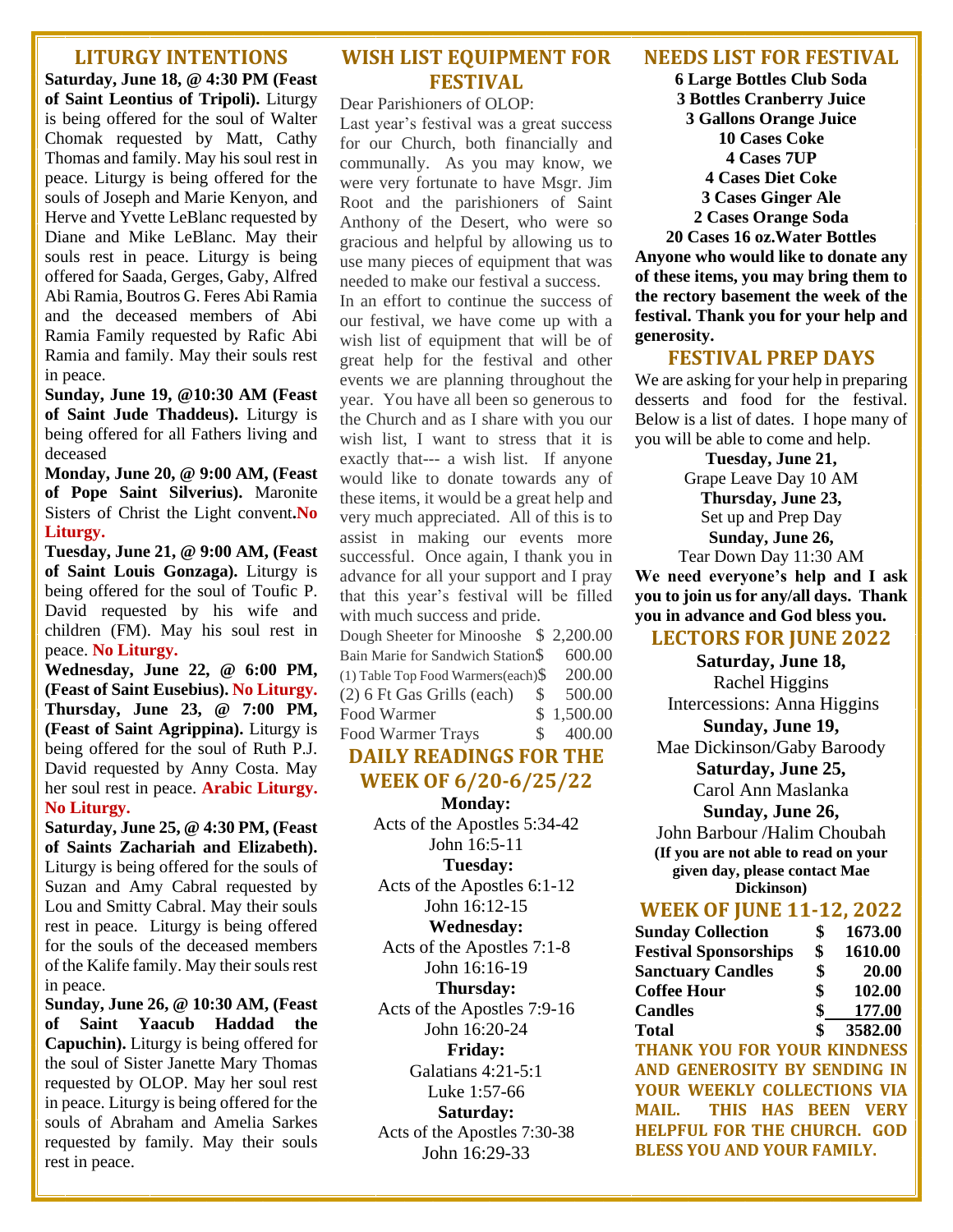## LITURGY INTENTIONS

**Saturday, June 18, @ 4:30 PM (Feast of Saint Leontius of Tripoli).** Liturgy is being offered for the soul of Walter Chomak requested by Matt, Cathy Thomas and family. May his soul rest in peace. Liturgy is being offered for the souls of Joseph and Marie Kenyon, and Herve and Yvette LeBlanc requested by Diane and Mike LeBlanc. May their souls rest in peace. Liturgy is being offered for Saada, Gerges, Gaby, Alfred Abi Ramia, Boutros G. Feres Abi Ramia and the deceased members of Abi Ramia Family requested by Rafic Abi Ramia and family. May their souls rest in peace.

**Sunday, June 19, @10:30 AM (Feast of Saint Jude Thaddeus).** Liturgy is being offered for all Fathers living and deceased

**Monday, June 20, @ 9:00 AM, (Feast of Pope Saint Silverius).** Maronite Sisters of Christ the Light convent.**No Liturgy.**

**Tuesday, June 21, @ 9:00 AM, (Feast of Saint Louis Gonzaga).** Liturgy is being offered for the soul of Toufic P. David requested by his wife and children (FM). May his soul rest in peace. **No Liturgy.**

**Wednesday, June 22, @ 6:00 PM, (Feast of Saint Eusebius). No Liturgy.**

**Thursday, June 23, @ 7:00 PM, (Feast of Saint Agrippina).** Liturgy is being offered for the soul of Ruth P.J. David requested by Anny Costa. May her soul rest in peace. **Arabic Liturgy. No Liturgy.**

**Saturday, June 25, @ 4:30 PM, (Feast of Saints Zachariah and Elizabeth).** Liturgy is being offered for the souls of Suzan and Amy Cabral requested by Lou and Smitty Cabral. May their souls rest in peace. Liturgy is being offered for the souls of the deceased members of the Kalife family. May their souls rest in peace.

**Sunday, June 26, @ 10:30 AM, (Feast of Saint Yaacub Haddad the Capuchin).** Liturgy is being offered for the soul of Sister Janette Mary Thomas requested by OLOP. May her soul rest in peace. Liturgy is being offered for the souls of Abraham and Amelia Sarkes requested by family. May their souls rest in peace.

## WISH LIST EQUIPMENT FOR FESTIVAL

Dear Parishioners of OLOP:

Last year's festival was a great success for our Church, both financially and communally. As you may know, we were very fortunate to have Msgr. Jim Root and the parishioners of Saint Anthony of the Desert, who were so gracious and helpful by allowing us to use many pieces of equipment that was needed to make our festival a success.

In an effort to continue the success of our festival, we have come up with a wish list of equipment that will be of great help for the festival and other events we are planning throughout the year. You have all been so generous to the Church and as I share with you our wish list, I want to stress that it is exactly that--- a wish list. If anyone would like to donate towards any of these items, it would be a great help and very much appreciated. All of this is to assist in making our events more successful. Once again, I thank you in advance for all your support and I pray that this year's festival will be filled with much success and pride.

| Item | Cost |
|---|---|
| Dough Sheeter for Minooshe | $ 2,200.00 |
| Bain Marie for Sandwich Station | $ 600.00 |
| (1) Table Top Food Warmers(each) | $ 200.00 |
| (2) 6 Ft Gas Grills (each) | $ 500.00 |
| Food Warmer | $ 1,500.00 |
| Food Warmer Trays | $ 400.00 |

## DAILY READINGS FOR THE WEEK OF 6/20-6/25/22

**Monday:**
Acts of the Apostles 5:34-42
John 16:5-11

**Tuesday:**
Acts of the Apostles 6:1-12
John 16:12-15

**Wednesday:**
Acts of the Apostles 7:1-8
John 16:16-19

**Thursday:**
Acts of the Apostles 7:9-16
John 16:20-24

**Friday:**
Galatians 4:21-5:1
Luke 1:57-66

**Saturday:**
Acts of the Apostles 7:30-38
John 16:29-33

## NEEDS LIST FOR FESTIVAL

**6 Large Bottles Club Soda**
**3 Bottles Cranberry Juice**
**3 Gallons Orange Juice**
**10 Cases Coke**
**4 Cases 7UP**
**4 Cases Diet Coke**
**3 Cases Ginger Ale**
**2 Cases Orange Soda**
**20 Cases 16 oz.Water Bottles**

**Anyone who would like to donate any of these items, you may bring them to the rectory basement the week of the festival. Thank you for your help and generosity.**

## FESTIVAL PREP DAYS

We are asking for your help in preparing desserts and food for the festival. Below is a list of dates. I hope many of you will be able to come and help.

**Tuesday, June 21,**
Grape Leave Day 10 AM
**Thursday, June 23,**
Set up and Prep Day
**Sunday, June 26,**
Tear Down Day 11:30 AM

**We need everyone's help and I ask you to join us for any/all days. Thank you in advance and God bless you.**

## LECTORS FOR JUNE 2022

**Saturday, June 18,**
Rachel Higgins
Intercessions: Anna Higgins
**Sunday, June 19,**
Mae Dickinson/Gaby Baroody
**Saturday, June 25,**
Carol Ann Maslanka
**Sunday, June 26,**
John Barbour /Halim Choubah

**(If you are not able to read on your given day, please contact Mae Dickinson)**

## WEEK OF JUNE 11-12, 2022

| | | |
|---|---|---|
| **Sunday Collection** | **$** | **1673.00** |
| **Festival Sponsorships** | **$** | **1610.00** |
| **Sanctuary Candles** | **$** | **20.00** |
| **Coffee Hour** | **$** | **102.00** |
| **Candles** | **$** | **177.00** |
| **Total** | **$** | **3582.00** |

**THANK YOU FOR YOUR KINDNESS AND GENEROSITY BY SENDING IN YOUR WEEKLY COLLECTIONS VIA MAIL. THIS HAS BEEN VERY HELPFUL FOR THE CHURCH. GOD BLESS YOU AND YOUR FAMILY.**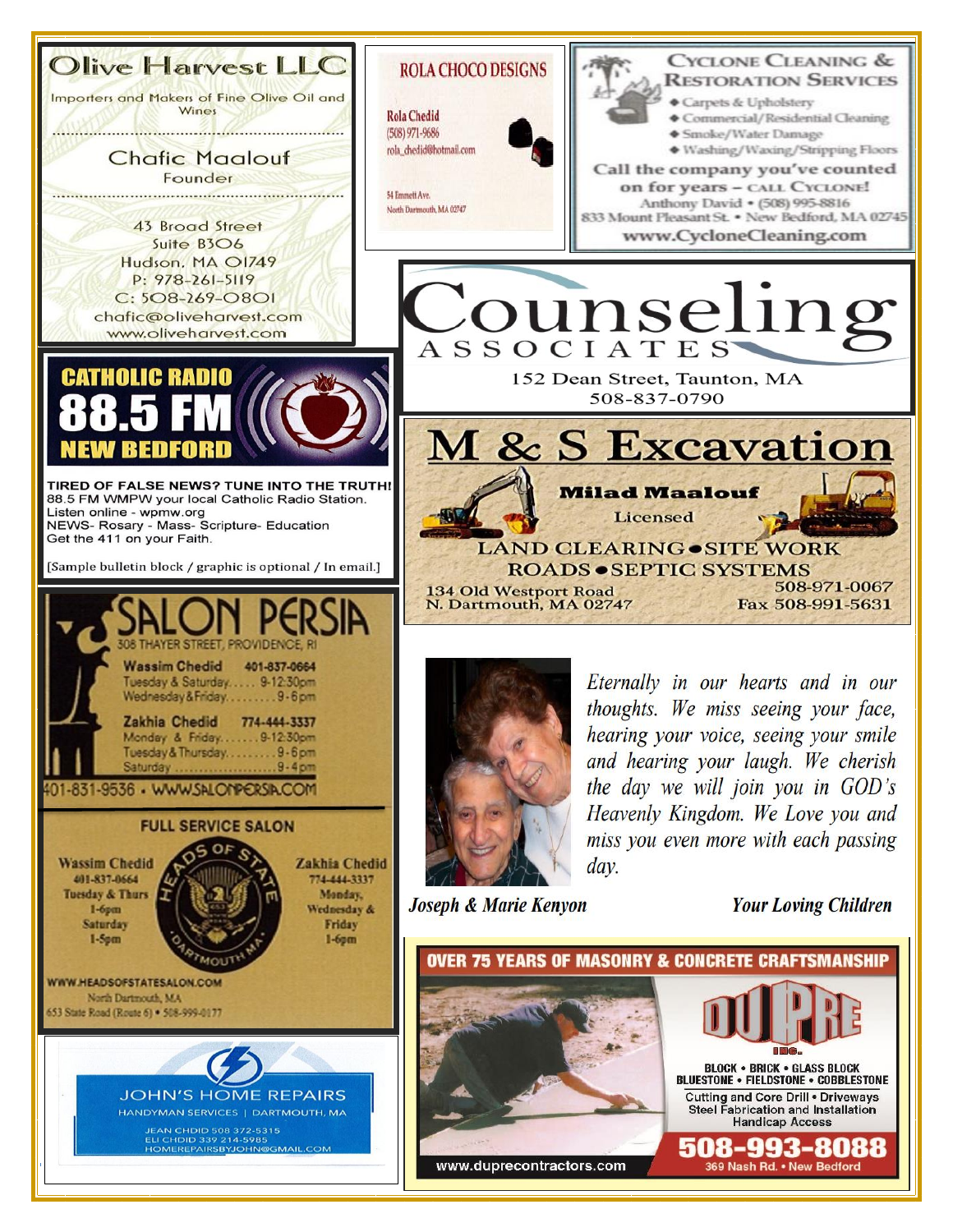## Olive Harvest LLC

Importers and Makers of Fine Olive Oil and Wines

Chafic Maalouf
Founder

43 Broad Street
Suite B306
Hudson, MA 01749
P: 978-261-5119
C: 508-269-0801
chafic@oliveharvest.com
www.oliveharvest.com

## ROLA CHOCO DESIGNS

Rola Chedid
(508) 971-9686
rola_chedid@hotmail.com

54 Emmett Ave.
North Dartmouth, MA 02747

## Cyclone Cleaning & Restoration Services

- Carpets & Upholstery
- Commercial/Residential Cleaning
- Smoke/Water Damage
- Washing/Waxing/Stripping Floors

Call the company you've counted on for years – CALL CYCLONE!

Anthony David • (508) 995-8816
833 Mount Pleasant St. • New Bedford, MA 02745
www.CycloneCleaning.com

## Counseling Associates

152 Dean Street, Taunton, MA
508-837-0790

## CATHOLIC RADIO 88.5 FM NEW BEDFORD

TIRED OF FALSE NEWS? TUNE INTO THE TRUTH!
88.5 FM WMPW your local Catholic Radio Station.
Listen online - wpmw.org
NEWS- Rosary - Mass- Scripture- Education
Get the 411 on your Faith.

[Sample bulletin block / graphic is optional / In email.]

## M & S Excavation

Milad Maalouf
Licensed

LAND CLEARING • SITE WORK
ROADS • SEPTIC SYSTEMS

134 Old Westport Road
N. Dartmouth, MA 02747

508-971-0067
Fax 508-991-5631

## SALON PERSIA

308 THAYER STREET, PROVIDENCE, RI

**Wassim Chedid** 401-837-0664
Tuesday & Saturday..... 9-12:30pm
Wednesday & Friday.......... 9-6pm

**Zakhia Chedid** 774-444-3337
Monday & Friday....... 9-12:30pm
Tuesday & Thursday.......... 9-6pm
Saturday .......................9-4pm

401-831-9536 • WWW.SALONPERSIA.COM

## FULL SERVICE SALON

**Wassim Chedid**
401-837-0664
Tuesday & Thurs
1-6pm
Saturday
1-5pm

HEADS OF STATE
DARTMOUTH MA

**Zakhia Chedid**
774-444-3337
Monday,
Wednesday &
Friday
1-6pm

WWW.HEADSOFSTATESALON.COM
North Dartmouth, MA
653 State Road (Route 6) • 508-999-0177

*Eternally in our hearts and in our thoughts. We miss seeing your face, hearing your voice, seeing your smile and hearing your laugh. We cherish the day we will join you in GOD's Heavenly Kingdom. We Love you and miss you even more with each passing day.*

***Joseph & Marie Kenyon*** — ***Your Loving Children***

## JOHN'S HOME REPAIRS

HANDYMAN SERVICES | DARTMOUTH, MA

JEAN CHDID 508 372-5315
ELI CHDID 339 214-5985
HOMEREPAIRSBYJOHN@GMAIL.COM

## OVER 75 YEARS OF MASONRY & CONCRETE CRAFTSMANSHIP

DUPRE INC.

BLOCK • BRICK • GLASS BLOCK
BLUESTONE • FIELDSTONE • COBBLESTONE
Cutting and Core Drill • Driveways
Steel Fabrication and Installation
Handicap Access

508-993-8088
369 Nash Rd. • New Bedford

www.duprecontractors.com